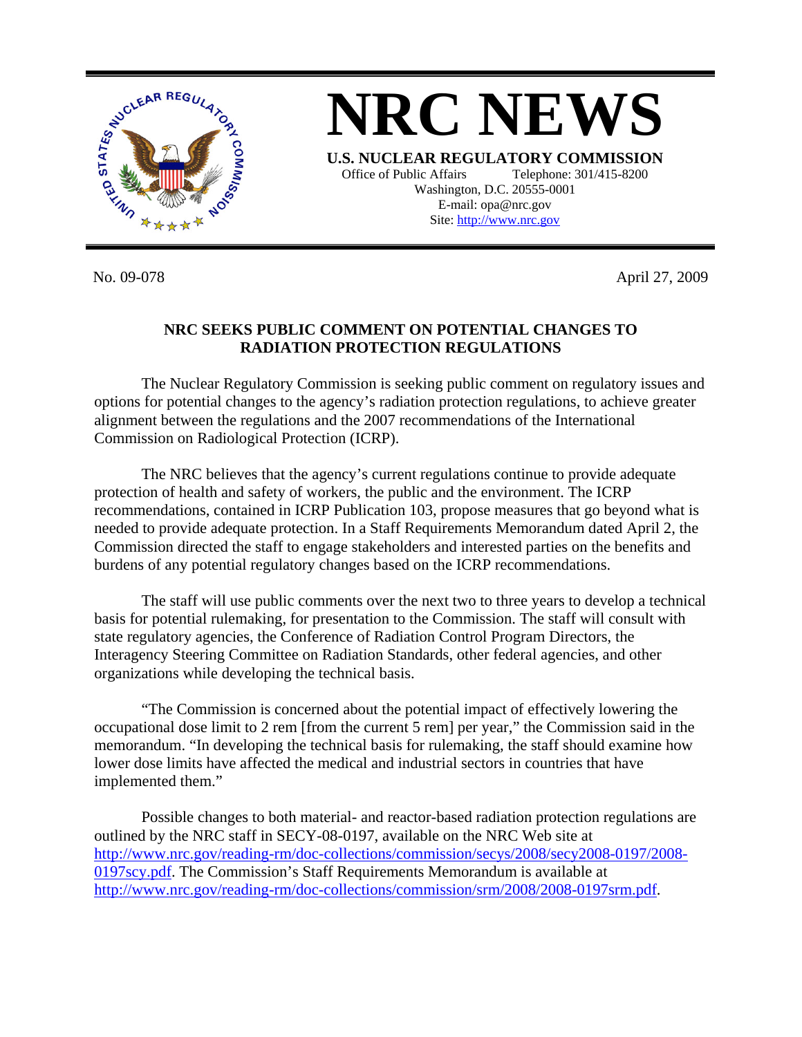# NRC NEWS

**U.S. NUCLEAR REGULATORY COMMISSION**

Office of Public Affairs Telephone: 301/415-8200
Washington, D.C. 20555-0001
E-mail: opa@nrc.gov
Site: http://www.nrc.gov

No. 09-078 April 27, 2009

## NRC SEEKS PUBLIC COMMENT ON POTENTIAL CHANGES TO RADIATION PROTECTION REGULATIONS

The Nuclear Regulatory Commission is seeking public comment on regulatory issues and options for potential changes to the agency's radiation protection regulations, to achieve greater alignment between the regulations and the 2007 recommendations of the International Commission on Radiological Protection (ICRP).

The NRC believes that the agency's current regulations continue to provide adequate protection of health and safety of workers, the public and the environment. The ICRP recommendations, contained in ICRP Publication 103, propose measures that go beyond what is needed to provide adequate protection. In a Staff Requirements Memorandum dated April 2, the Commission directed the staff to engage stakeholders and interested parties on the benefits and burdens of any potential regulatory changes based on the ICRP recommendations.

The staff will use public comments over the next two to three years to develop a technical basis for potential rulemaking, for presentation to the Commission. The staff will consult with state regulatory agencies, the Conference of Radiation Control Program Directors, the Interagency Steering Committee on Radiation Standards, other federal agencies, and other organizations while developing the technical basis.

"The Commission is concerned about the potential impact of effectively lowering the occupational dose limit to 2 rem [from the current 5 rem] per year," the Commission said in the memorandum. "In developing the technical basis for rulemaking, the staff should examine how lower dose limits have affected the medical and industrial sectors in countries that have implemented them."

Possible changes to both material- and reactor-based radiation protection regulations are outlined by the NRC staff in SECY-08-0197, available on the NRC Web site at http://www.nrc.gov/reading-rm/doc-collections/commission/secys/2008/secy2008-0197/2008-0197scy.pdf. The Commission's Staff Requirements Memorandum is available at http://www.nrc.gov/reading-rm/doc-collections/commission/srm/2008/2008-0197srm.pdf.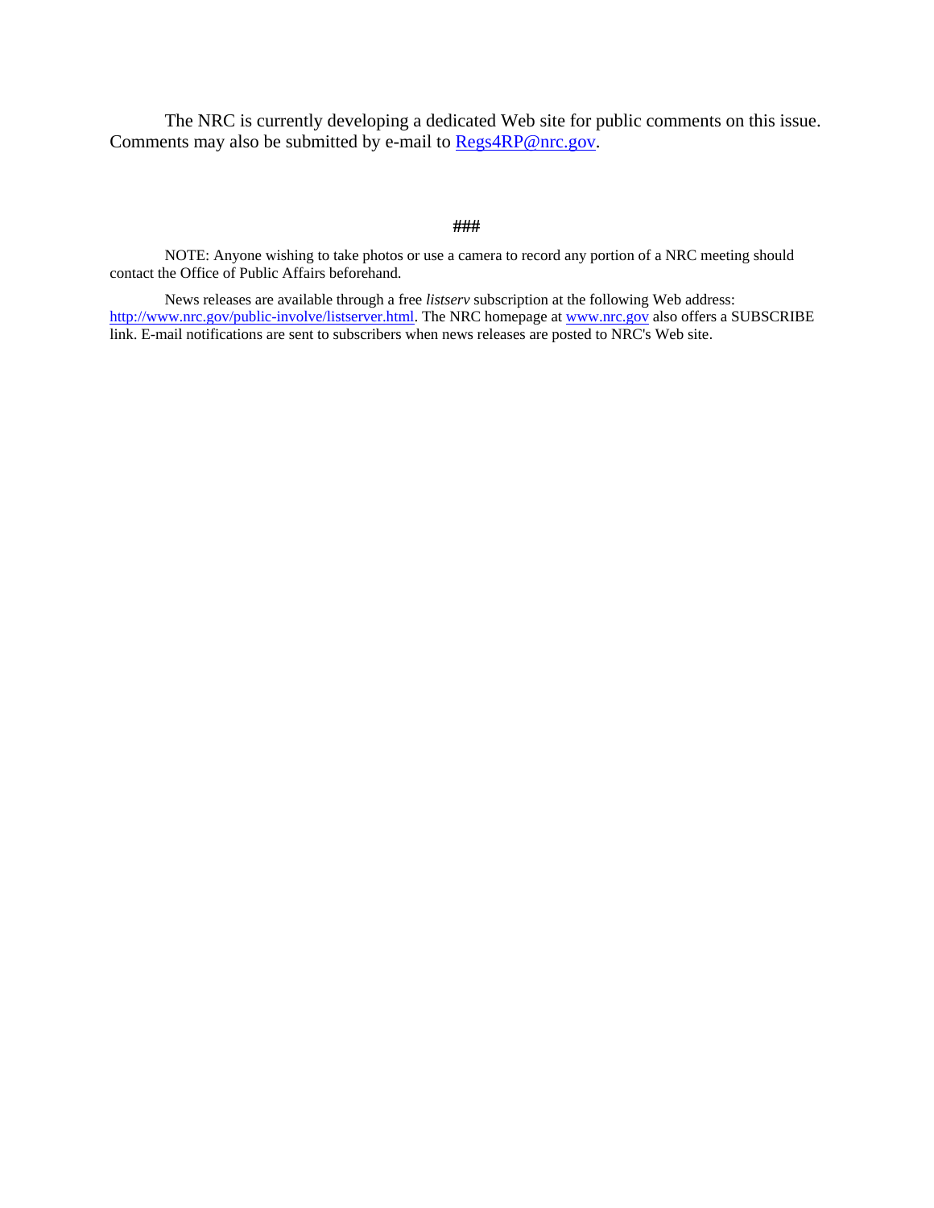The NRC is currently developing a dedicated Web site for public comments on this issue. Comments may also be submitted by e-mail to Regs4RP@nrc.gov.

**###**

NOTE: Anyone wishing to take photos or use a camera to record any portion of a NRC meeting should contact the Office of Public Affairs beforehand.

News releases are available through a free *listserv* subscription at the following Web address: http://www.nrc.gov/public-involve/listserver.html. The NRC homepage at www.nrc.gov also offers a SUBSCRIBE link. E-mail notifications are sent to subscribers when news releases are posted to NRC's Web site.